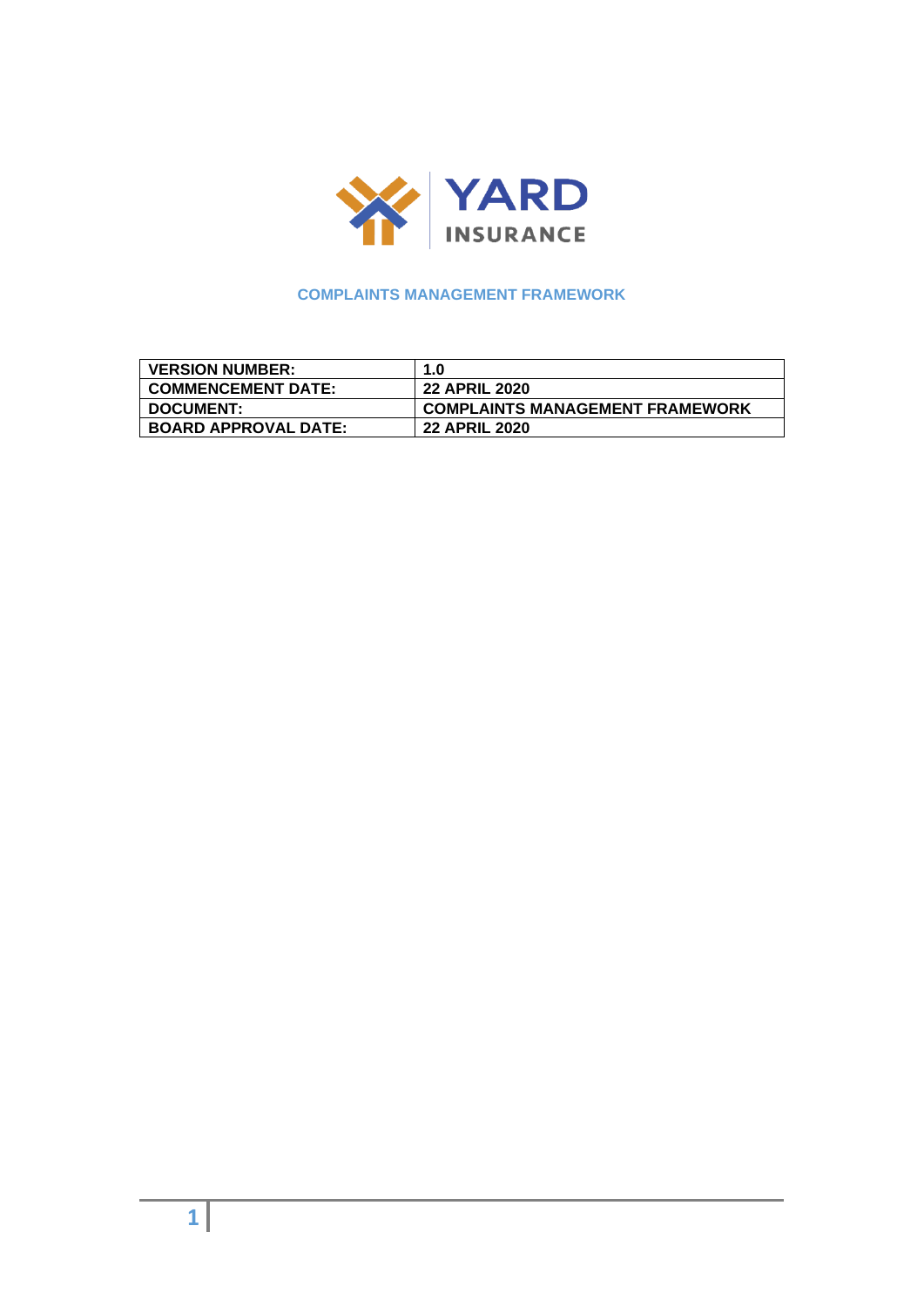YARD INSURANCE

# COMPLAINTS MANAGEMENT FRAMEWORK

| VERSION NUMBER: | 1.0 |
|---|---|
| COMMENCEMENT DATE: | 22 APRIL 2020 |
| DOCUMENT: | COMPLAINTS MANAGEMENT FRAMEWORK |
| BOARD APPROVAL DATE: | 22 APRIL 2020 |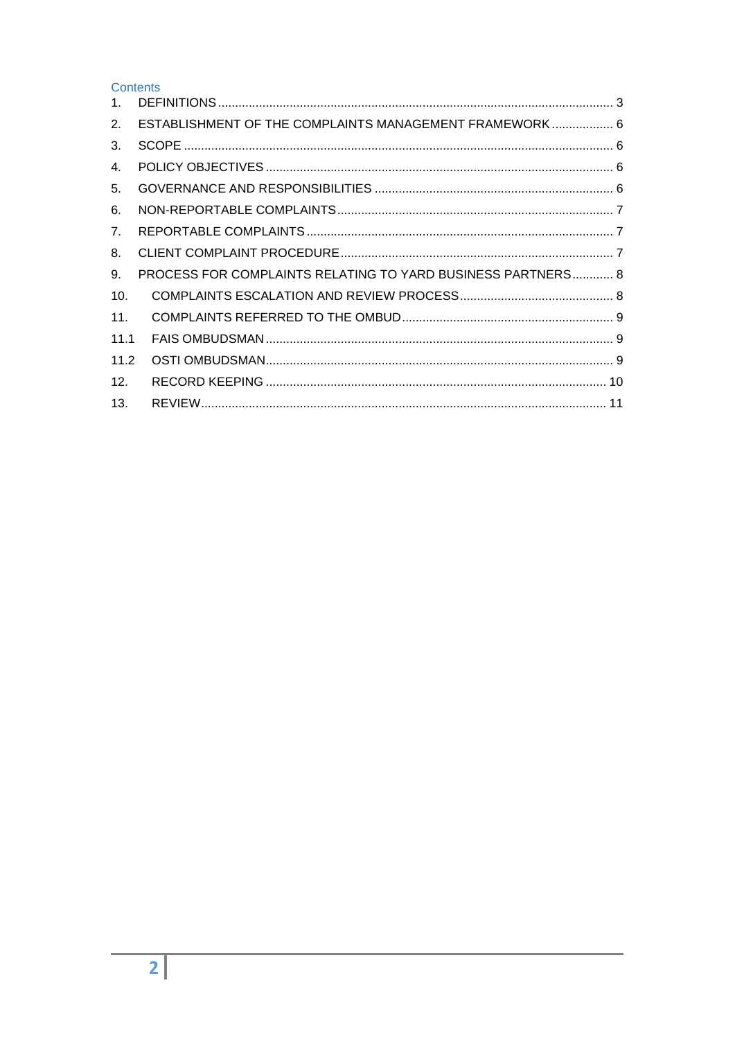## Contents

1. DEFINITIONS ..... 3
2. ESTABLISHMENT OF THE COMPLAINTS MANAGEMENT FRAMEWORK ..... 6
3. SCOPE ..... 6
4. POLICY OBJECTIVES ..... 6
5. GOVERNANCE AND RESPONSIBILITIES ..... 6
6. NON-REPORTABLE COMPLAINTS ..... 7
7. REPORTABLE COMPLAINTS ..... 7
8. CLIENT COMPLAINT PROCEDURE ..... 7
9. PROCESS FOR COMPLAINTS RELATING TO YARD BUSINESS PARTNERS ..... 8
10. COMPLAINTS ESCALATION AND REVIEW PROCESS ..... 8
11. COMPLAINTS REFERRED TO THE OMBUD ..... 9

11.1 FAIS OMBUDSMAN ..... 9

11.2 OSTI OMBUDSMAN ..... 9

12. RECORD KEEPING ..... 10
13. REVIEW ..... 11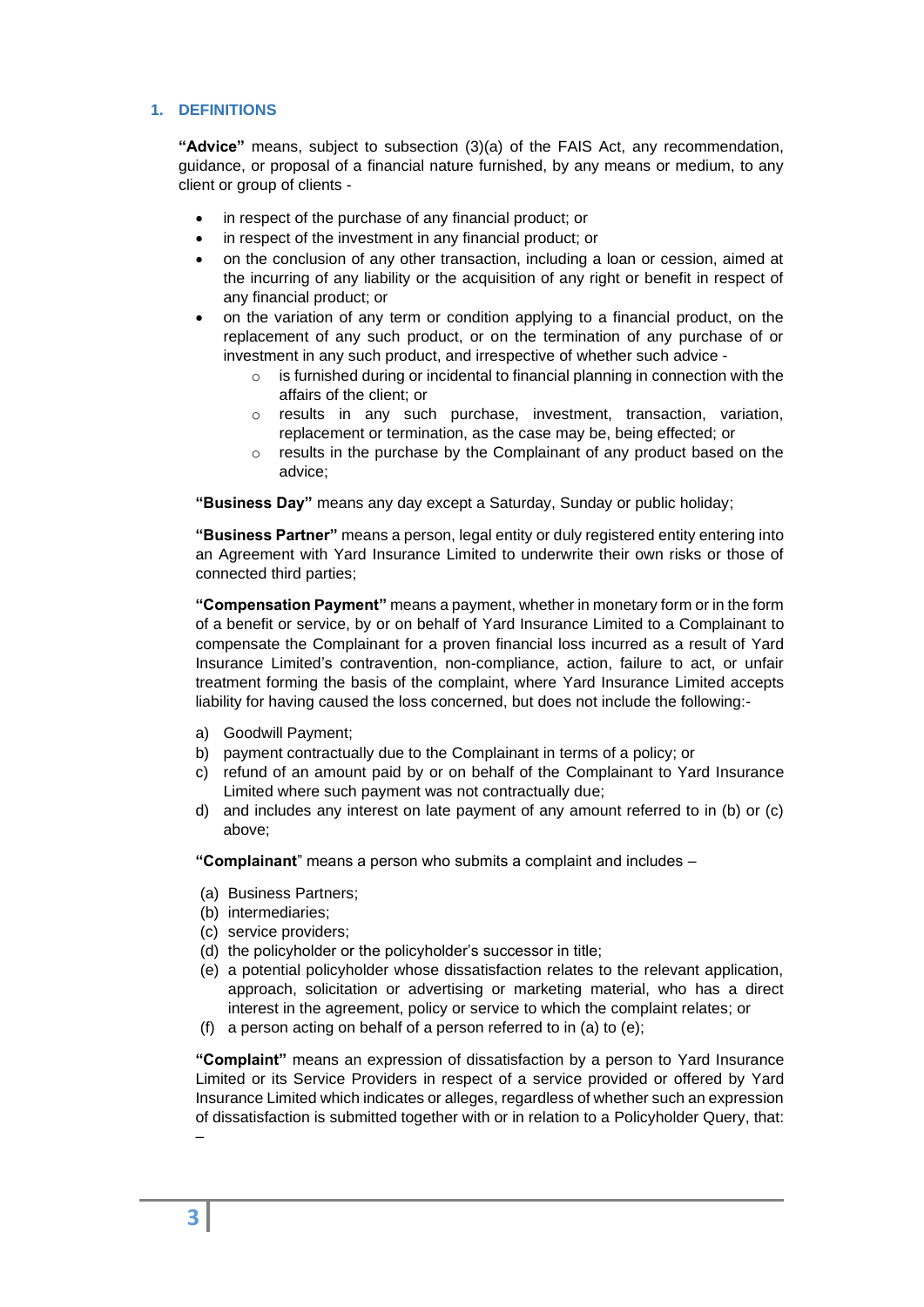## 1. DEFINITIONS

**"Advice"** means, subject to subsection (3)(a) of the FAIS Act, any recommendation, guidance, or proposal of a financial nature furnished, by any means or medium, to any client or group of clients -

- in respect of the purchase of any financial product; or
- in respect of the investment in any financial product; or
- on the conclusion of any other transaction, including a loan or cession, aimed at the incurring of any liability or the acquisition of any right or benefit in respect of any financial product; or
- on the variation of any term or condition applying to a financial product, on the replacement of any such product, or on the termination of any purchase of or investment in any such product, and irrespective of whether such advice -
  - is furnished during or incidental to financial planning in connection with the affairs of the client; or
  - results in any such purchase, investment, transaction, variation, replacement or termination, as the case may be, being effected; or
  - results in the purchase by the Complainant of any product based on the advice;

**"Business Day"** means any day except a Saturday, Sunday or public holiday;

**"Business Partner"** means a person, legal entity or duly registered entity entering into an Agreement with Yard Insurance Limited to underwrite their own risks or those of connected third parties;

**"Compensation Payment"** means a payment, whether in monetary form or in the form of a benefit or service, by or on behalf of Yard Insurance Limited to a Complainant to compensate the Complainant for a proven financial loss incurred as a result of Yard Insurance Limited's contravention, non-compliance, action, failure to act, or unfair treatment forming the basis of the complaint, where Yard Insurance Limited accepts liability for having caused the loss concerned, but does not include the following:-

a) Goodwill Payment;
b) payment contractually due to the Complainant in terms of a policy; or
c) refund of an amount paid by or on behalf of the Complainant to Yard Insurance Limited where such payment was not contractually due;
d) and includes any interest on late payment of any amount referred to in (b) or (c) above;

**"Complainant"** means a person who submits a complaint and includes –

(a) Business Partners;
(b) intermediaries;
(c) service providers;
(d) the policyholder or the policyholder's successor in title;
(e) a potential policyholder whose dissatisfaction relates to the relevant application, approach, solicitation or advertising or marketing material, who has a direct interest in the agreement, policy or service to which the complaint relates; or
(f) a person acting on behalf of a person referred to in (a) to (e);

**"Complaint"** means an expression of dissatisfaction by a person to Yard Insurance Limited or its Service Providers in respect of a service provided or offered by Yard Insurance Limited which indicates or alleges, regardless of whether such an expression of dissatisfaction is submitted together with or in relation to a Policyholder Query, that: –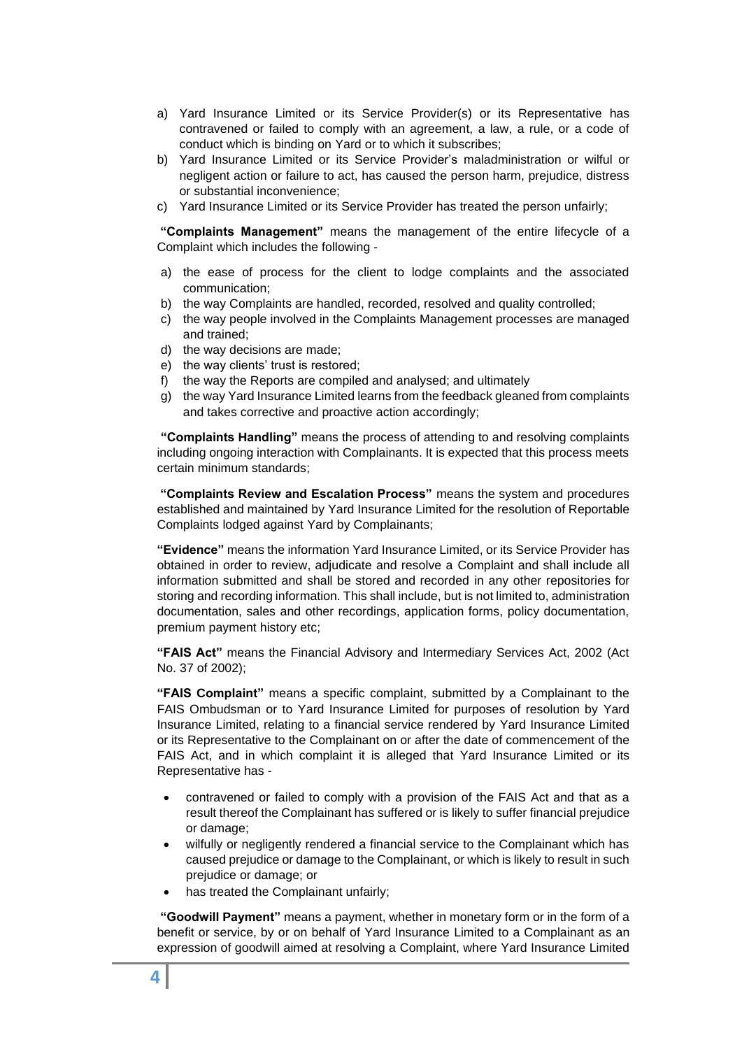a) Yard Insurance Limited or its Service Provider(s) or its Representative has contravened or failed to comply with an agreement, a law, a rule, or a code of conduct which is binding on Yard or to which it subscribes;
b) Yard Insurance Limited or its Service Provider's maladministration or wilful or negligent action or failure to act, has caused the person harm, prejudice, distress or substantial inconvenience;
c) Yard Insurance Limited or its Service Provider has treated the person unfairly;

**"Complaints Management"** means the management of the entire lifecycle of a Complaint which includes the following -

a) the ease of process for the client to lodge complaints and the associated communication;
b) the way Complaints are handled, recorded, resolved and quality controlled;
c) the way people involved in the Complaints Management processes are managed and trained;
d) the way decisions are made;
e) the way clients' trust is restored;
f) the way the Reports are compiled and analysed; and ultimately
g) the way Yard Insurance Limited learns from the feedback gleaned from complaints and takes corrective and proactive action accordingly;

**"Complaints Handling"** means the process of attending to and resolving complaints including ongoing interaction with Complainants. It is expected that this process meets certain minimum standards;

**"Complaints Review and Escalation Process"** means the system and procedures established and maintained by Yard Insurance Limited for the resolution of Reportable Complaints lodged against Yard by Complainants;

**"Evidence"** means the information Yard Insurance Limited, or its Service Provider has obtained in order to review, adjudicate and resolve a Complaint and shall include all information submitted and shall be stored and recorded in any other repositories for storing and recording information. This shall include, but is not limited to, administration documentation, sales and other recordings, application forms, policy documentation, premium payment history etc;

**"FAIS Act"** means the Financial Advisory and Intermediary Services Act, 2002 (Act No. 37 of 2002);

**"FAIS Complaint"** means a specific complaint, submitted by a Complainant to the FAIS Ombudsman or to Yard Insurance Limited for purposes of resolution by Yard Insurance Limited, relating to a financial service rendered by Yard Insurance Limited or its Representative to the Complainant on or after the date of commencement of the FAIS Act, and in which complaint it is alleged that Yard Insurance Limited or its Representative has -

- contravened or failed to comply with a provision of the FAIS Act and that as a result thereof the Complainant has suffered or is likely to suffer financial prejudice or damage;
- wilfully or negligently rendered a financial service to the Complainant which has caused prejudice or damage to the Complainant, or which is likely to result in such prejudice or damage; or
- has treated the Complainant unfairly;

**"Goodwill Payment"** means a payment, whether in monetary form or in the form of a benefit or service, by or on behalf of Yard Insurance Limited to a Complainant as an expression of goodwill aimed at resolving a Complaint, where Yard Insurance Limited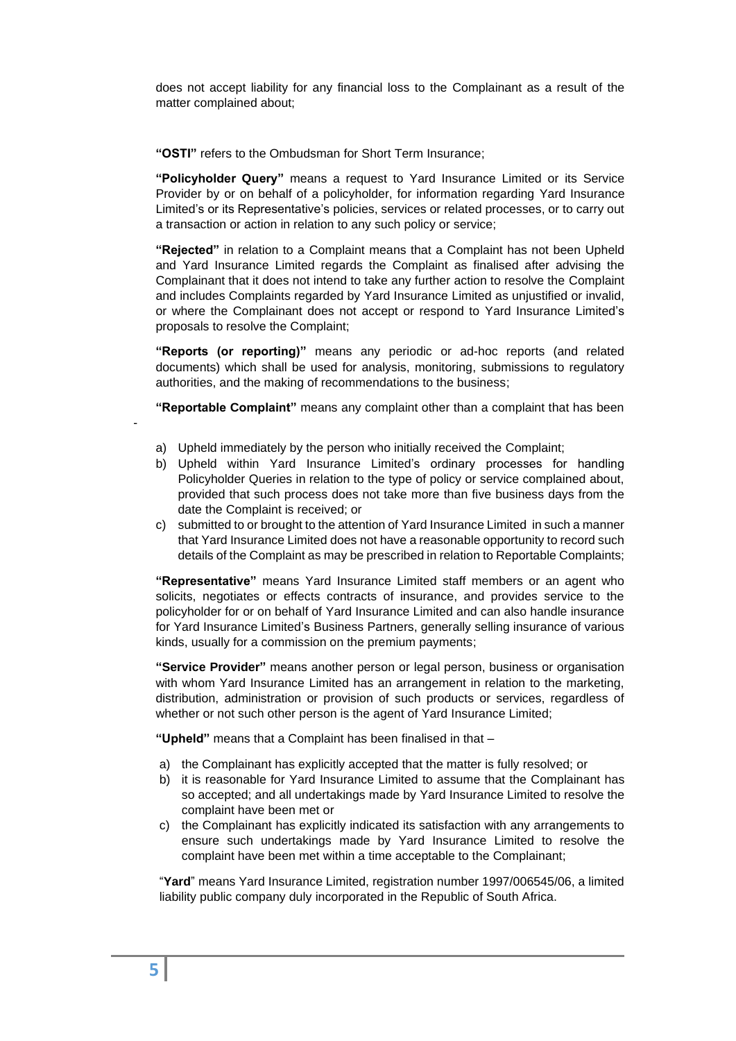does not accept liability for any financial loss to the Complainant as a result of the matter complained about;

**"OSTI"** refers to the Ombudsman for Short Term Insurance;

**"Policyholder Query"** means a request to Yard Insurance Limited or its Service Provider by or on behalf of a policyholder, for information regarding Yard Insurance Limited's or its Representative's policies, services or related processes, or to carry out a transaction or action in relation to any such policy or service;

**"Rejected"** in relation to a Complaint means that a Complaint has not been Upheld and Yard Insurance Limited regards the Complaint as finalised after advising the Complainant that it does not intend to take any further action to resolve the Complaint and includes Complaints regarded by Yard Insurance Limited as unjustified or invalid, or where the Complainant does not accept or respond to Yard Insurance Limited's proposals to resolve the Complaint;

**"Reports (or reporting)"** means any periodic or ad-hoc reports (and related documents) which shall be used for analysis, monitoring, submissions to regulatory authorities, and the making of recommendations to the business;

**"Reportable Complaint"** means any complaint other than a complaint that has been

-

a) Upheld immediately by the person who initially received the Complaint;
b) Upheld within Yard Insurance Limited's ordinary processes for handling Policyholder Queries in relation to the type of policy or service complained about, provided that such process does not take more than five business days from the date the Complaint is received; or
c) submitted to or brought to the attention of Yard Insurance Limited in such a manner that Yard Insurance Limited does not have a reasonable opportunity to record such details of the Complaint as may be prescribed in relation to Reportable Complaints;

**"Representative"** means Yard Insurance Limited staff members or an agent who solicits, negotiates or effects contracts of insurance, and provides service to the policyholder for or on behalf of Yard Insurance Limited and can also handle insurance for Yard Insurance Limited's Business Partners, generally selling insurance of various kinds, usually for a commission on the premium payments;

**"Service Provider"** means another person or legal person, business or organisation with whom Yard Insurance Limited has an arrangement in relation to the marketing, distribution, administration or provision of such products or services, regardless of whether or not such other person is the agent of Yard Insurance Limited;

**"Upheld"** means that a Complaint has been finalised in that –

a) the Complainant has explicitly accepted that the matter is fully resolved; or
b) it is reasonable for Yard Insurance Limited to assume that the Complainant has so accepted; and all undertakings made by Yard Insurance Limited to resolve the complaint have been met or
c) the Complainant has explicitly indicated its satisfaction with any arrangements to ensure such undertakings made by Yard Insurance Limited to resolve the complaint have been met within a time acceptable to the Complainant;

"**Yard**" means Yard Insurance Limited, registration number 1997/006545/06, a limited liability public company duly incorporated in the Republic of South Africa.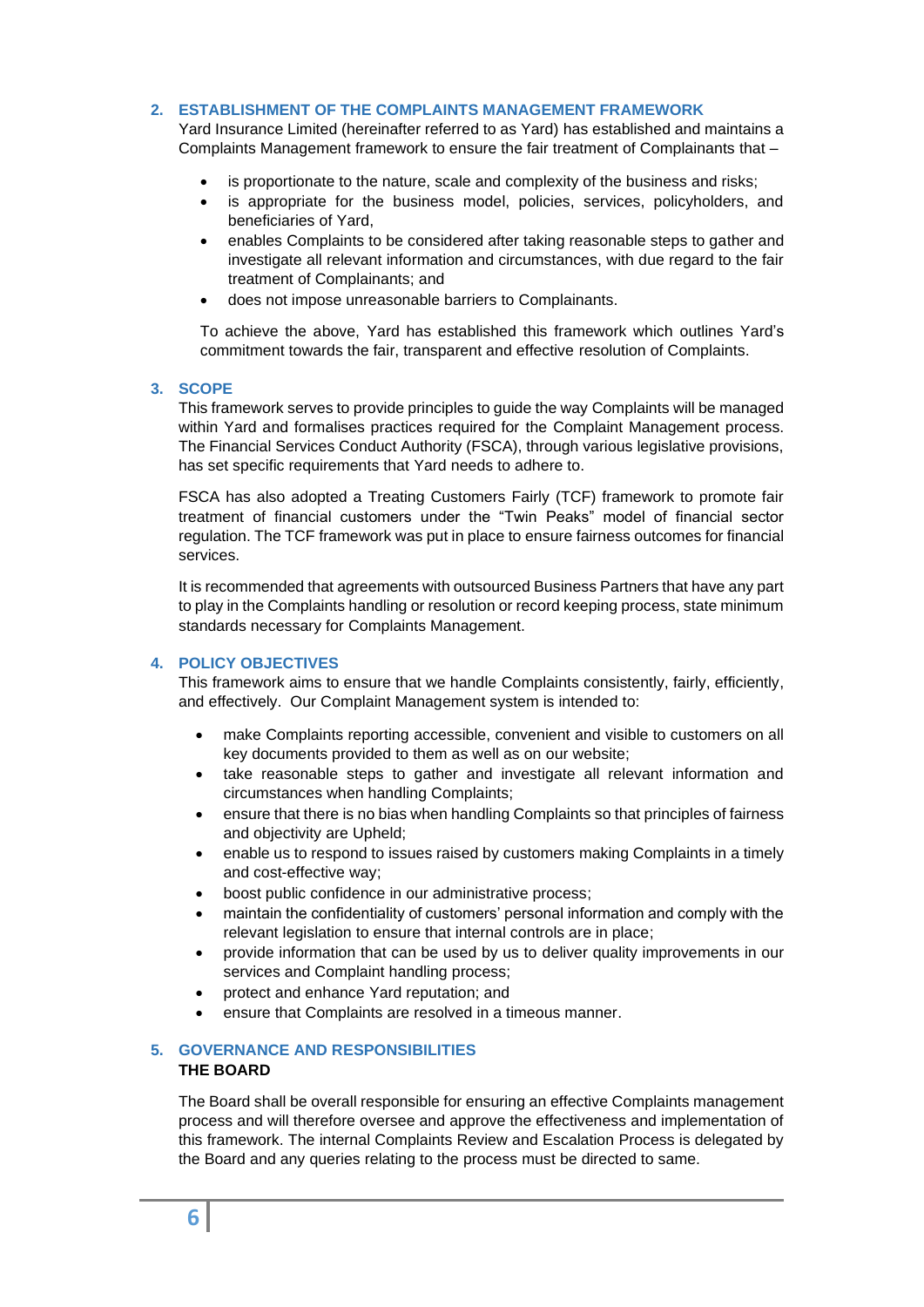## 2. ESTABLISHMENT OF THE COMPLAINTS MANAGEMENT FRAMEWORK

Yard Insurance Limited (hereinafter referred to as Yard) has established and maintains a Complaints Management framework to ensure the fair treatment of Complainants that –

- is proportionate to the nature, scale and complexity of the business and risks;
- is appropriate for the business model, policies, services, policyholders, and beneficiaries of Yard,
- enables Complaints to be considered after taking reasonable steps to gather and investigate all relevant information and circumstances, with due regard to the fair treatment of Complainants; and
- does not impose unreasonable barriers to Complainants.

To achieve the above, Yard has established this framework which outlines Yard's commitment towards the fair, transparent and effective resolution of Complaints.

## 3. SCOPE

This framework serves to provide principles to guide the way Complaints will be managed within Yard and formalises practices required for the Complaint Management process. The Financial Services Conduct Authority (FSCA), through various legislative provisions, has set specific requirements that Yard needs to adhere to.

FSCA has also adopted a Treating Customers Fairly (TCF) framework to promote fair treatment of financial customers under the "Twin Peaks" model of financial sector regulation. The TCF framework was put in place to ensure fairness outcomes for financial services.

It is recommended that agreements with outsourced Business Partners that have any part to play in the Complaints handling or resolution or record keeping process, state minimum standards necessary for Complaints Management.

## 4. POLICY OBJECTIVES

This framework aims to ensure that we handle Complaints consistently, fairly, efficiently, and effectively. Our Complaint Management system is intended to:

- make Complaints reporting accessible, convenient and visible to customers on all key documents provided to them as well as on our website;
- take reasonable steps to gather and investigate all relevant information and circumstances when handling Complaints;
- ensure that there is no bias when handling Complaints so that principles of fairness and objectivity are Upheld;
- enable us to respond to issues raised by customers making Complaints in a timely and cost-effective way;
- boost public confidence in our administrative process;
- maintain the confidentiality of customers' personal information and comply with the relevant legislation to ensure that internal controls are in place;
- provide information that can be used by us to deliver quality improvements in our services and Complaint handling process;
- protect and enhance Yard reputation; and
- ensure that Complaints are resolved in a timeous manner.

## 5. GOVERNANCE AND RESPONSIBILITIES

### THE BOARD

The Board shall be overall responsible for ensuring an effective Complaints management process and will therefore oversee and approve the effectiveness and implementation of this framework. The internal Complaints Review and Escalation Process is delegated by the Board and any queries relating to the process must be directed to same.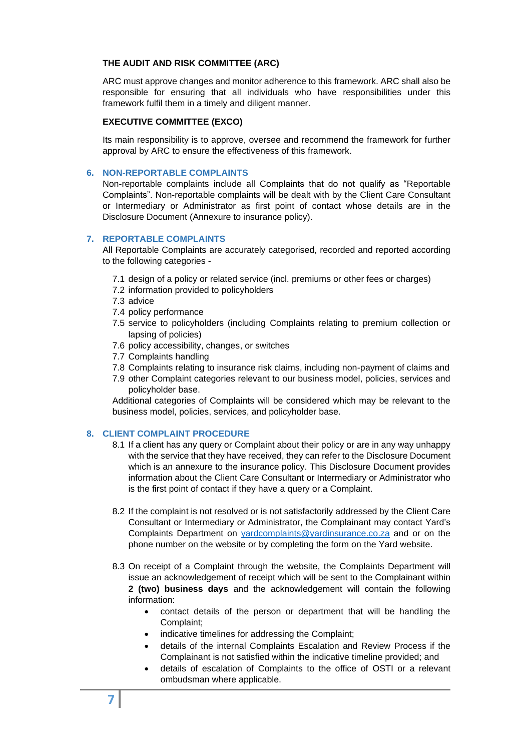**THE AUDIT AND RISK COMMITTEE (ARC)**

ARC must approve changes and monitor adherence to this framework. ARC shall also be responsible for ensuring that all individuals who have responsibilities under this framework fulfil them in a timely and diligent manner.

**EXECUTIVE COMMITTEE (EXCO)**

Its main responsibility is to approve, oversee and recommend the framework for further approval by ARC to ensure the effectiveness of this framework.

## 6. NON-REPORTABLE COMPLAINTS

Non-reportable complaints include all Complaints that do not qualify as "Reportable Complaints". Non-reportable complaints will be dealt with by the Client Care Consultant or Intermediary or Administrator as first point of contact whose details are in the Disclosure Document (Annexure to insurance policy).

## 7. REPORTABLE COMPLAINTS

All Reportable Complaints are accurately categorised, recorded and reported according to the following categories -

7.1 design of a policy or related service (incl. premiums or other fees or charges)
7.2 information provided to policyholders
7.3 advice
7.4 policy performance
7.5 service to policyholders (including Complaints relating to premium collection or lapsing of policies)
7.6 policy accessibility, changes, or switches
7.7 Complaints handling
7.8 Complaints relating to insurance risk claims, including non-payment of claims and
7.9 other Complaint categories relevant to our business model, policies, services and policyholder base.

Additional categories of Complaints will be considered which may be relevant to the business model, policies, services, and policyholder base.

## 8. CLIENT COMPLAINT PROCEDURE

8.1 If a client has any query or Complaint about their policy or are in any way unhappy with the service that they have received, they can refer to the Disclosure Document which is an annexure to the insurance policy. This Disclosure Document provides information about the Client Care Consultant or Intermediary or Administrator who is the first point of contact if they have a query or a Complaint.

8.2 If the complaint is not resolved or is not satisfactorily addressed by the Client Care Consultant or Intermediary or Administrator, the Complainant may contact Yard's Complaints Department on yardcomplaints@yardinsurance.co.za and or on the phone number on the website or by completing the form on the Yard website.

8.3 On receipt of a Complaint through the website, the Complaints Department will issue an acknowledgement of receipt which will be sent to the Complainant within **2 (two) business days** and the acknowledgement will contain the following information:

- contact details of the person or department that will be handling the Complaint;
- indicative timelines for addressing the Complaint;
- details of the internal Complaints Escalation and Review Process if the Complainant is not satisfied within the indicative timeline provided; and
- details of escalation of Complaints to the office of OSTI or a relevant ombudsman where applicable.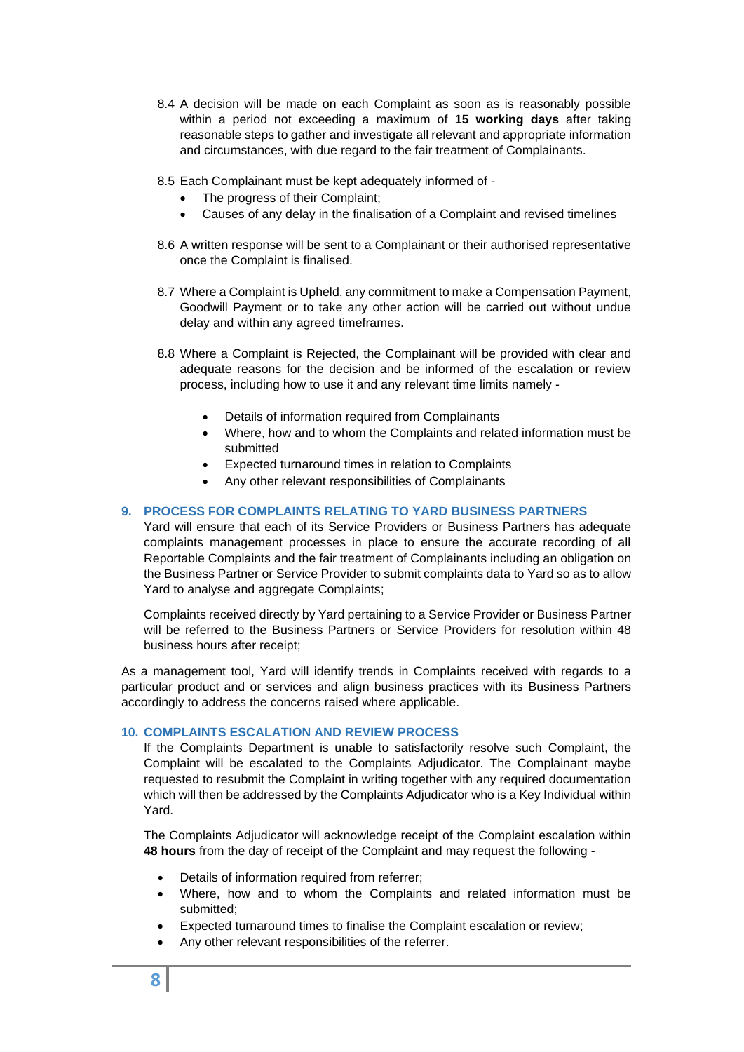8.4 A decision will be made on each Complaint as soon as is reasonably possible within a period not exceeding a maximum of **15 working days** after taking reasonable steps to gather and investigate all relevant and appropriate information and circumstances, with due regard to the fair treatment of Complainants.

8.5 Each Complainant must be kept adequately informed of -

- The progress of their Complaint;
- Causes of any delay in the finalisation of a Complaint and revised timelines

8.6 A written response will be sent to a Complainant or their authorised representative once the Complaint is finalised.

8.7 Where a Complaint is Upheld, any commitment to make a Compensation Payment, Goodwill Payment or to take any other action will be carried out without undue delay and within any agreed timeframes.

8.8 Where a Complaint is Rejected, the Complainant will be provided with clear and adequate reasons for the decision and be informed of the escalation or review process, including how to use it and any relevant time limits namely -

- Details of information required from Complainants
- Where, how and to whom the Complaints and related information must be submitted
- Expected turnaround times in relation to Complaints
- Any other relevant responsibilities of Complainants

## 9. PROCESS FOR COMPLAINTS RELATING TO YARD BUSINESS PARTNERS

Yard will ensure that each of its Service Providers or Business Partners has adequate complaints management processes in place to ensure the accurate recording of all Reportable Complaints and the fair treatment of Complainants including an obligation on the Business Partner or Service Provider to submit complaints data to Yard so as to allow Yard to analyse and aggregate Complaints;

Complaints received directly by Yard pertaining to a Service Provider or Business Partner will be referred to the Business Partners or Service Providers for resolution within 48 business hours after receipt;

As a management tool, Yard will identify trends in Complaints received with regards to a particular product and or services and align business practices with its Business Partners accordingly to address the concerns raised where applicable.

## 10. COMPLAINTS ESCALATION AND REVIEW PROCESS

If the Complaints Department is unable to satisfactorily resolve such Complaint, the Complaint will be escalated to the Complaints Adjudicator. The Complainant maybe requested to resubmit the Complaint in writing together with any required documentation which will then be addressed by the Complaints Adjudicator who is a Key Individual within Yard.

The Complaints Adjudicator will acknowledge receipt of the Complaint escalation within **48 hours** from the day of receipt of the Complaint and may request the following -

- Details of information required from referrer;
- Where, how and to whom the Complaints and related information must be submitted;
- Expected turnaround times to finalise the Complaint escalation or review;
- Any other relevant responsibilities of the referrer.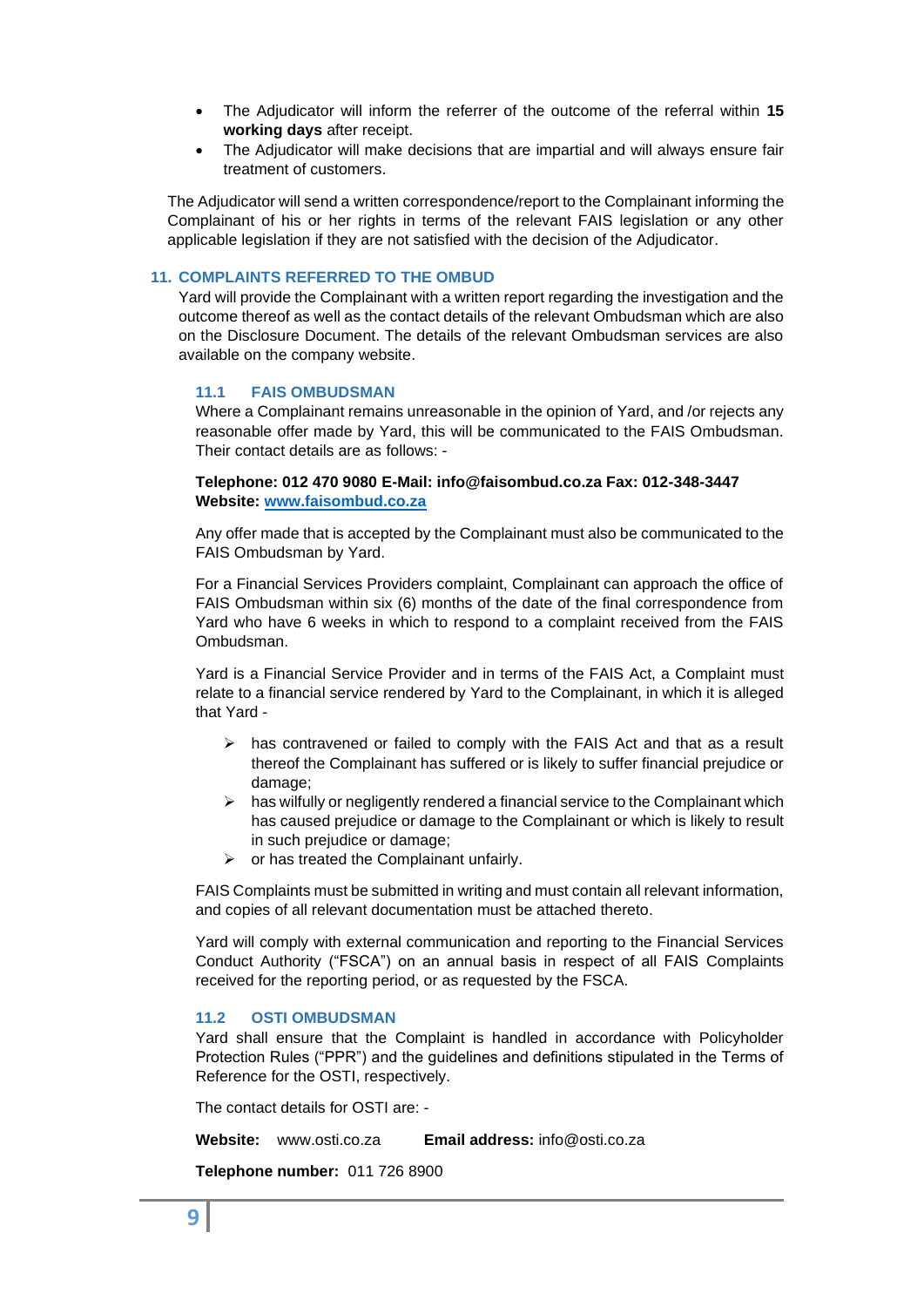- The Adjudicator will inform the referrer of the outcome of the referral within **15 working days** after receipt.
- The Adjudicator will make decisions that are impartial and will always ensure fair treatment of customers.

The Adjudicator will send a written correspondence/report to the Complainant informing the Complainant of his or her rights in terms of the relevant FAIS legislation or any other applicable legislation if they are not satisfied with the decision of the Adjudicator.

## 11. COMPLAINTS REFERRED TO THE OMBUD

Yard will provide the Complainant with a written report regarding the investigation and the outcome thereof as well as the contact details of the relevant Ombudsman which are also on the Disclosure Document. The details of the relevant Ombudsman services are also available on the company website.

### 11.1 FAIS OMBUDSMAN

Where a Complainant remains unreasonable in the opinion of Yard, and /or rejects any reasonable offer made by Yard, this will be communicated to the FAIS Ombudsman. Their contact details are as follows: -

**Telephone: 012 470 9080 E-Mail: info@faisombud.co.za Fax: 012-348-3447**
**Website: [www.faisombud.co.za](http://www.faisombud.co.za)**

Any offer made that is accepted by the Complainant must also be communicated to the FAIS Ombudsman by Yard.

For a Financial Services Providers complaint, Complainant can approach the office of FAIS Ombudsman within six (6) months of the date of the final correspondence from Yard who have 6 weeks in which to respond to a complaint received from the FAIS Ombudsman.

Yard is a Financial Service Provider and in terms of the FAIS Act, a Complaint must relate to a financial service rendered by Yard to the Complainant, in which it is alleged that Yard -

- has contravened or failed to comply with the FAIS Act and that as a result thereof the Complainant has suffered or is likely to suffer financial prejudice or damage;
- has wilfully or negligently rendered a financial service to the Complainant which has caused prejudice or damage to the Complainant or which is likely to result in such prejudice or damage;
- or has treated the Complainant unfairly.

FAIS Complaints must be submitted in writing and must contain all relevant information, and copies of all relevant documentation must be attached thereto.

Yard will comply with external communication and reporting to the Financial Services Conduct Authority ("FSCA") on an annual basis in respect of all FAIS Complaints received for the reporting period, or as requested by the FSCA.

### 11.2 OSTI OMBUDSMAN

Yard shall ensure that the Complaint is handled in accordance with Policyholder Protection Rules ("PPR") and the guidelines and definitions stipulated in the Terms of Reference for the OSTI, respectively.

The contact details for OSTI are: -

**Website:** www.osti.co.za **Email address:** info@osti.co.za

**Telephone number:** 011 726 8900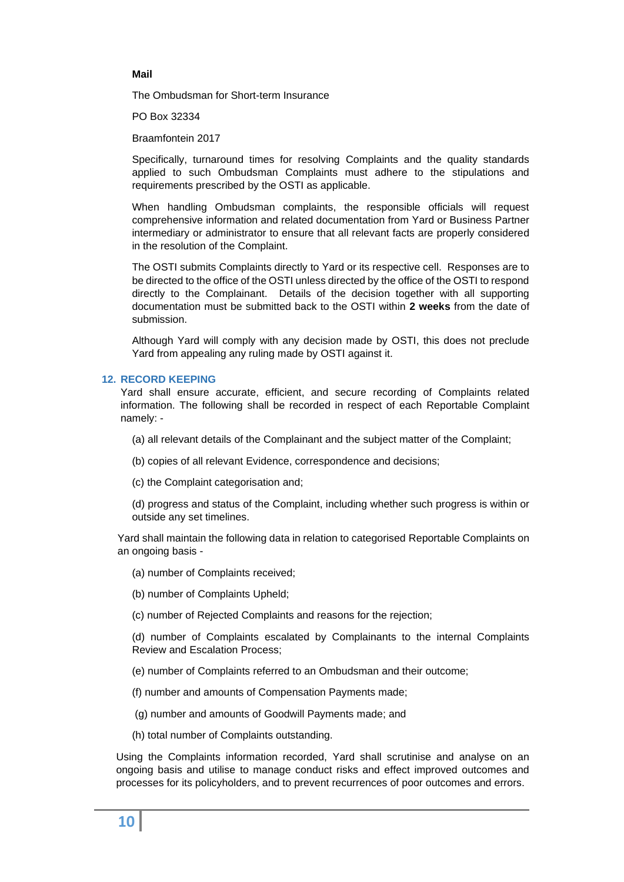**Mail**

The Ombudsman for Short-term Insurance

PO Box 32334

Braamfontein 2017

Specifically, turnaround times for resolving Complaints and the quality standards applied to such Ombudsman Complaints must adhere to the stipulations and requirements prescribed by the OSTI as applicable.

When handling Ombudsman complaints, the responsible officials will request comprehensive information and related documentation from Yard or Business Partner intermediary or administrator to ensure that all relevant facts are properly considered in the resolution of the Complaint.

The OSTI submits Complaints directly to Yard or its respective cell. Responses are to be directed to the office of the OSTI unless directed by the office of the OSTI to respond directly to the Complainant. Details of the decision together with all supporting documentation must be submitted back to the OSTI within **2 weeks** from the date of submission.

Although Yard will comply with any decision made by OSTI, this does not preclude Yard from appealing any ruling made by OSTI against it.

## 12. RECORD KEEPING

Yard shall ensure accurate, efficient, and secure recording of Complaints related information. The following shall be recorded in respect of each Reportable Complaint namely: -

(a) all relevant details of the Complainant and the subject matter of the Complaint;

(b) copies of all relevant Evidence, correspondence and decisions;

(c) the Complaint categorisation and;

(d) progress and status of the Complaint, including whether such progress is within or outside any set timelines.

Yard shall maintain the following data in relation to categorised Reportable Complaints on an ongoing basis -

(a) number of Complaints received;

(b) number of Complaints Upheld;

(c) number of Rejected Complaints and reasons for the rejection;

(d) number of Complaints escalated by Complainants to the internal Complaints Review and Escalation Process;

(e) number of Complaints referred to an Ombudsman and their outcome;

(f) number and amounts of Compensation Payments made;

(g) number and amounts of Goodwill Payments made; and

(h) total number of Complaints outstanding.

Using the Complaints information recorded, Yard shall scrutinise and analyse on an ongoing basis and utilise to manage conduct risks and effect improved outcomes and processes for its policyholders, and to prevent recurrences of poor outcomes and errors.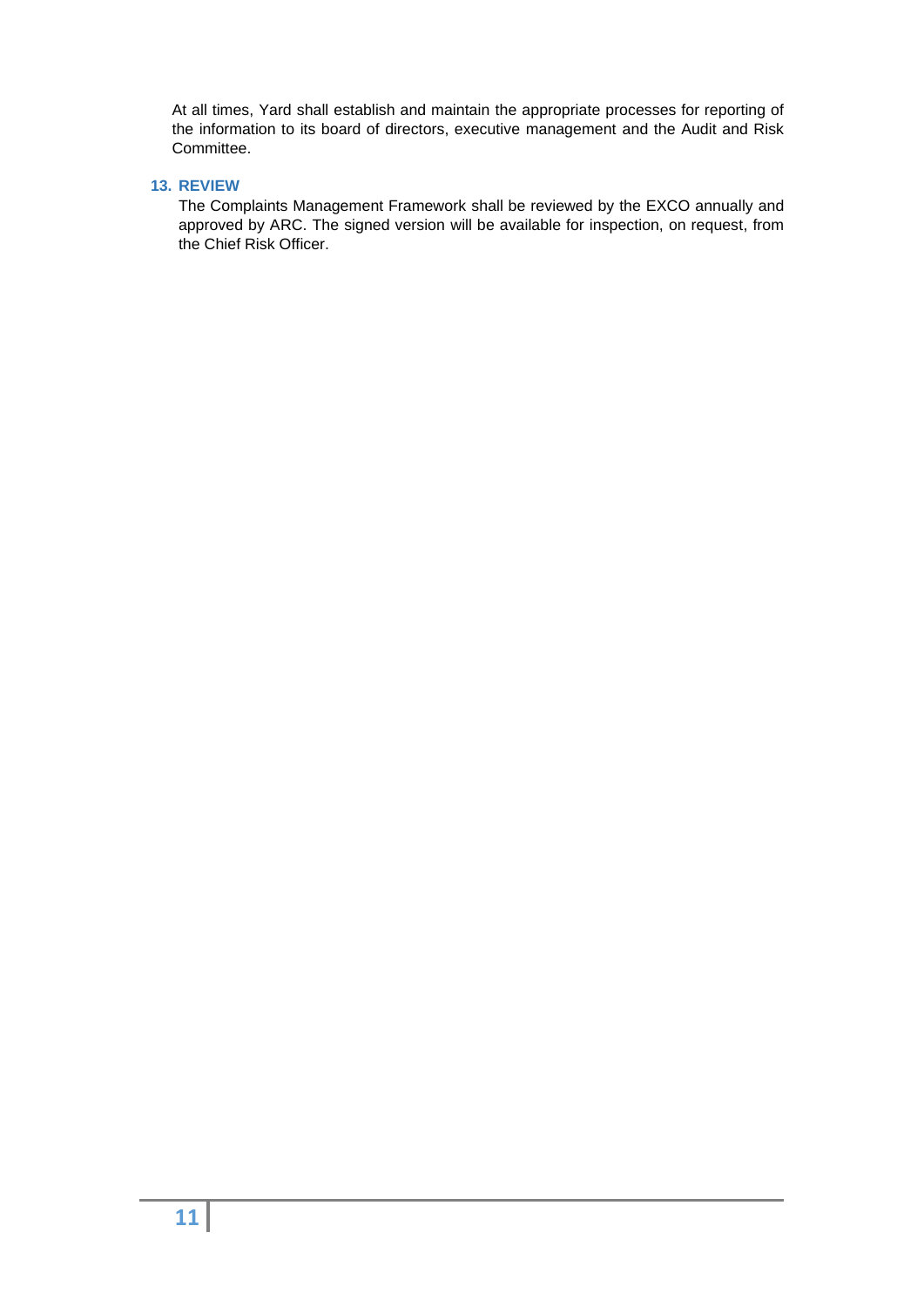At all times, Yard shall establish and maintain the appropriate processes for reporting of the information to its board of directors, executive management and the Audit and Risk Committee.

## 13. REVIEW

The Complaints Management Framework shall be reviewed by the EXCO annually and approved by ARC. The signed version will be available for inspection, on request, from the Chief Risk Officer.